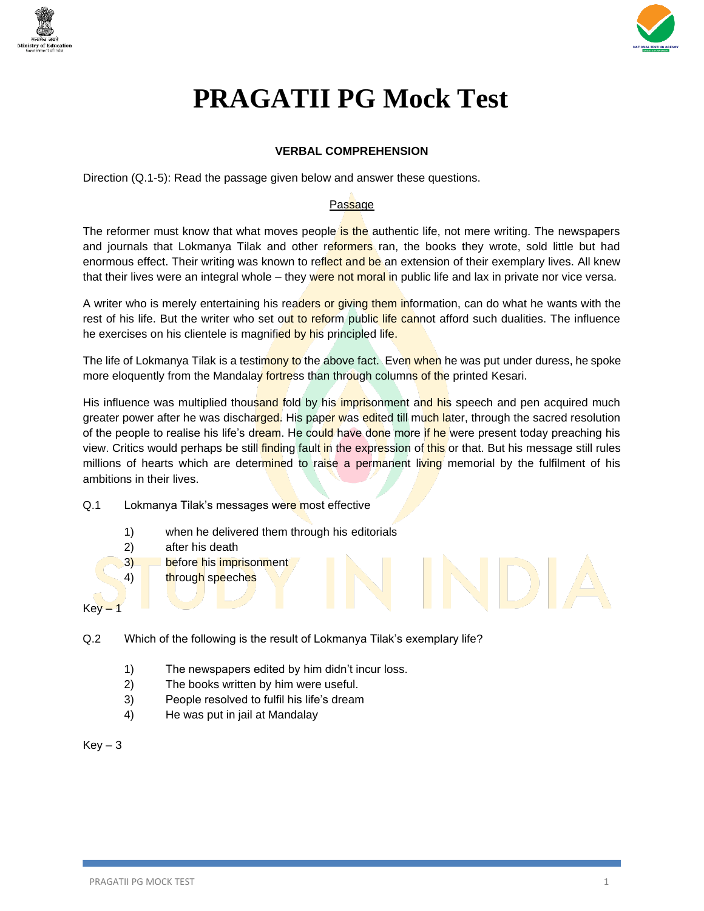# PRAGATII PG Mock Test

### VERBAL COMPREHENSION

Direction (Q.1-5): Read the passage given below and answer these questions.

<u>Passage</u>

The reformer must know that what moves people is the authentic life, not mere writing. The newspapers and journals that Lokmanya Tilak and other reformers ran, the books they wrote, sold little but had enormous effect. Their writing was known to reflect and be an extension of their exemplary lives. All knew that their lives were an integral whole – they were not moral in public life and lax in private nor vice versa.

A writer who is merely entertaining his readers or giving them information, can do what he wants with the rest of his life. But the writer who set out to reform public life cannot afford such dualities. The influence he exercises on his clientele is magnified by his principled life.

The life of Lokmanya Tilak is a testimony to the above fact. Even when he was put under duress, he spoke more eloquently from the Mandalay fortress than through columns of the printed Kesari.

His influence was multiplied thousand fold by his imprisonment and his speech and pen acquired much greater power after he was discharged. His paper was edited till much later, through the sacred resolution of the people to realise his life's dream. He could have done more if he were present today preaching his view. Critics would perhaps be still finding fault in the expression of this or that. But his message still rules millions of hearts which are determined to raise a permanent living memorial by the fulfilment of his ambitions in their lives.

Q.1 Lokmanya Tilak's messages were most effective

1) when he delivered them through his editorials
2) after his death
3) before his imprisonment
4) through speeches

Key – 1

Q.2 Which of the following is the result of Lokmanya Tilak's exemplary life?

1) The newspapers edited by him didn't incur loss.
2) The books written by him were useful.
3) People resolved to fulfil his life's dream
4) He was put in jail at Mandalay

Key – 3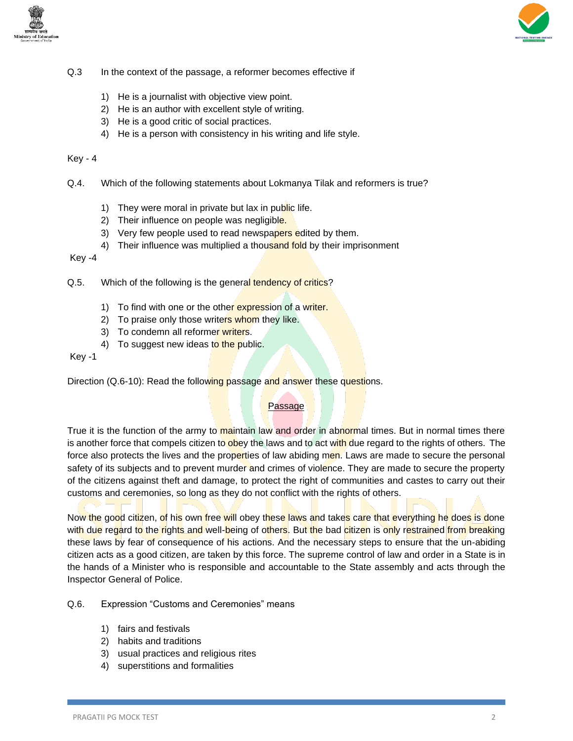Q.3 In the context of the passage, a reformer becomes effective if

1) He is a journalist with objective view point.
2) He is an author with excellent style of writing.
3) He is a good critic of social practices.
4) He is a person with consistency in his writing and life style.

Key - 4

Q.4. Which of the following statements about Lokmanya Tilak and reformers is true?

1) They were moral in private but lax in public life.
2) Their influence on people was negligible.
3) Very few people used to read newspapers edited by them.
4) Their influence was multiplied a thousand fold by their imprisonment

Key -4

Q.5. Which of the following is the general tendency of critics?

1) To find with one or the other expression of a writer.
2) To praise only those writers whom they like.
3) To condemn all reformer writers.
4) To suggest new ideas to the public.

Key -1

Direction (Q.6-10): Read the following passage and answer these questions.

## Passage

True it is the function of the army to maintain law and order in abnormal times. But in normal times there is another force that compels citizen to obey the laws and to act with due regard to the rights of others. The force also protects the lives and the properties of law abiding men. Laws are made to secure the personal safety of its subjects and to prevent murder and crimes of violence. They are made to secure the property of the citizens against theft and damage, to protect the right of communities and castes to carry out their customs and ceremonies, so long as they do not conflict with the rights of others.

Now the good citizen, of his own free will obey these laws and takes care that everything he does is done with due regard to the rights and well-being of others. But the bad citizen is only restrained from breaking these laws by fear of consequence of his actions. And the necessary steps to ensure that the un-abiding citizen acts as a good citizen, are taken by this force. The supreme control of law and order in a State is in the hands of a Minister who is responsible and accountable to the State assembly and acts through the Inspector General of Police.

Q.6. Expression “Customs and Ceremonies” means

1) fairs and festivals
2) habits and traditions
3) usual practices and religious rites
4) superstitions and formalities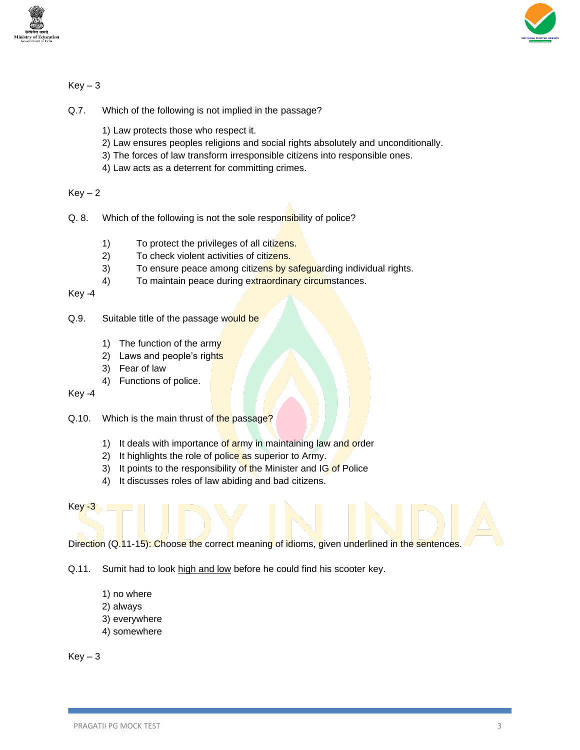Key – 3

Q.7. Which of the following is not implied in the passage?

1) Law protects those who respect it.
2) Law ensures peoples religions and social rights absolutely and unconditionally.
3) The forces of law transform irresponsible citizens into responsible ones.
4) Law acts as a deterrent for committing crimes.

Key – 2

Q. 8. Which of the following is not the sole responsibility of police?

1) To protect the privileges of all citizens.
2) To check violent activities of citizens.
3) To ensure peace among citizens by safeguarding individual rights.
4) To maintain peace during extraordinary circumstances.

Key -4

Q.9. Suitable title of the passage would be

1) The function of the army
2) Laws and people's rights
3) Fear of law
4) Functions of police.

Key -4

Q.10. Which is the main thrust of the passage?

1) It deals with importance of army in maintaining law and order
2) It highlights the role of police as superior to Army.
3) It points to the responsibility of the Minister and IG of Police
4) It discusses roles of law abiding and bad citizens.

Key -3

Direction (Q.11-15): Choose the correct meaning of idioms, given underlined in the sentences.

Q.11. Sumit had to look <u>high and low</u> before he could find his scooter key.

1) no where
2) always
3) everywhere
4) somewhere

Key – 3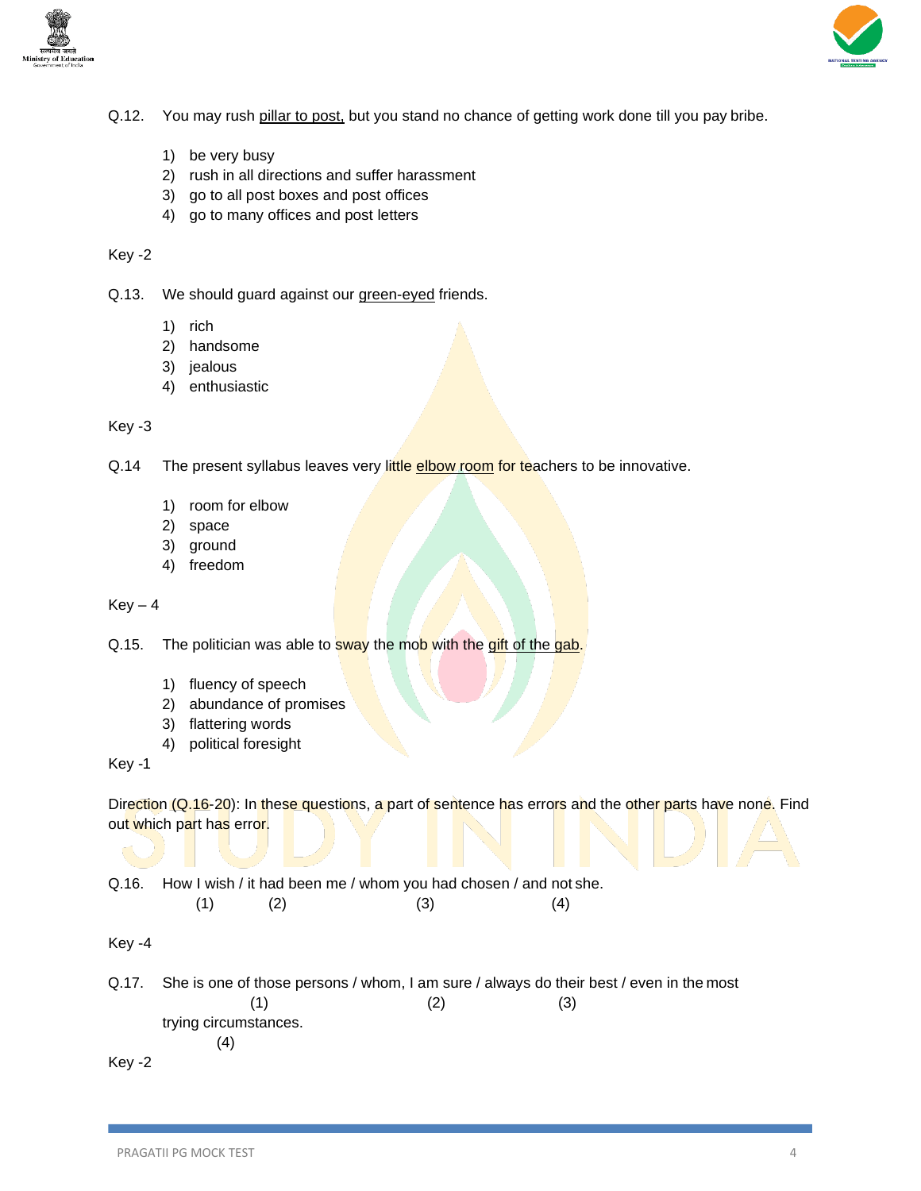Q.12. You may rush <u>pillar to post,</u> but you stand no chance of getting work done till you pay bribe.

1) be very busy
2) rush in all directions and suffer harassment
3) go to all post boxes and post offices
4) go to many offices and post letters

Key -2

Q.13. We should guard against our <u>green-eyed</u> friends.

1) rich
2) handsome
3) jealous
4) enthusiastic

Key -3

Q.14 The present syllabus leaves very little <u>elbow room</u> for teachers to be innovative.

1) room for elbow
2) space
3) ground
4) freedom

Key – 4

Q.15. The politician was able to sway the mob with the <u>gift of the gab</u>.

1) fluency of speech
2) abundance of promises
3) flattering words
4) political foresight

Key -1

Direction (Q.16-20): In these questions, a part of sentence has errors and the other parts have none. Find out which part has error.

Q.16. How I wish / it had been me / whom you had chosen / and not she.
(1) (2) (3) (4)

Key -4

Q.17. She is one of those persons / whom, I am sure / always do their best / even in the most trying circumstances.
(1) (2) (3) (4)

Key -2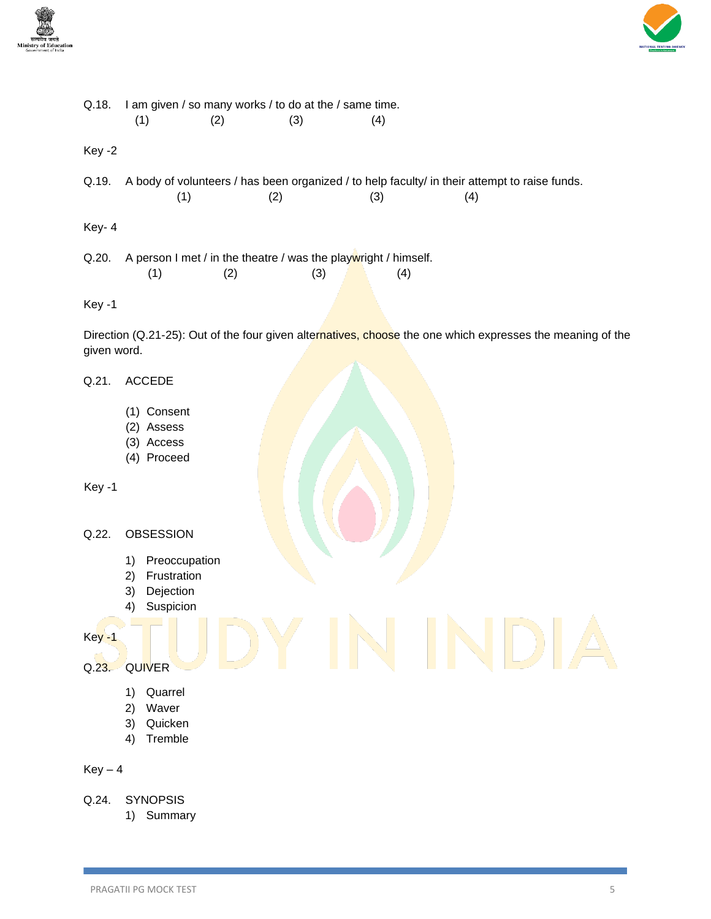Q.18. I am given / so many works / to do at the / same time.
(1) (2) (3) (4)

Key -2

Q.19. A body of volunteers / has been organized / to help faculty/ in their attempt to raise funds.
(1) (2) (3) (4)

Key- 4

Q.20. A person I met / in the theatre / was the playwright / himself.
(1) (2) (3) (4)

Key -1

Direction (Q.21-25): Out of the four given alternatives, choose the one which expresses the meaning of the given word.

Q.21. ACCEDE

(1) Consent
(2) Assess
(3) Access
(4) Proceed

Key -1

Q.22. OBSESSION

1) Preoccupation
2) Frustration
3) Dejection
4) Suspicion

Key -1

Q.23. QUIVER

1) Quarrel
2) Waver
3) Quicken
4) Tremble

Key – 4

Q.24. SYNOPSIS

1) Summary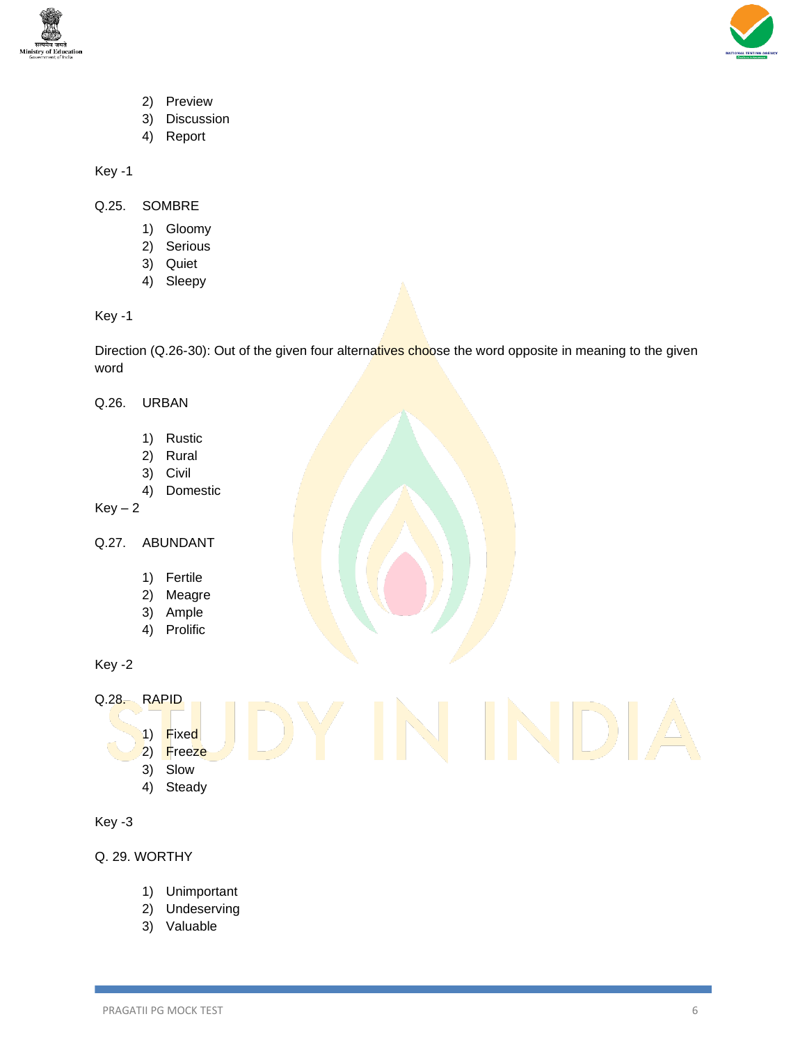2) Preview
3) Discussion
4) Report

Key -1

Q.25. SOMBRE

1) Gloomy
2) Serious
3) Quiet
4) Sleepy

Key -1

Direction (Q.26-30): Out of the given four alternatives choose the word opposite in meaning to the given word

Q.26. URBAN

1) Rustic
2) Rural
3) Civil
4) Domestic

Key – 2

Q.27. ABUNDANT

1) Fertile
2) Meagre
3) Ample
4) Prolific

Key -2

Q.28. RAPID

1) Fixed
2) Freeze
3) Slow
4) Steady

Key -3

Q. 29. WORTHY

1) Unimportant
2) Undeserving
3) Valuable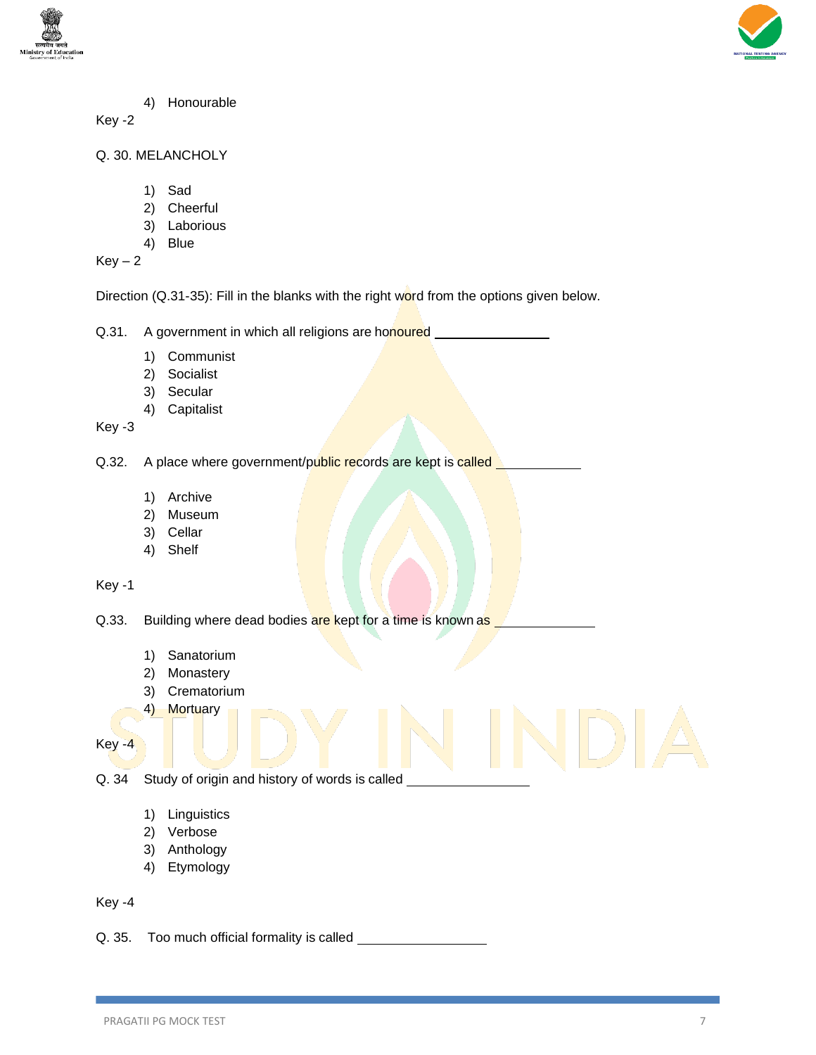4) Honourable

Key -2

Q. 30. MELANCHOLY

1) Sad
2) Cheerful
3) Laborious
4) Blue

Key – 2

Direction (Q.31-35): Fill in the blanks with the right word from the options given below.

Q.31. A government in which all religions are honoured ______________

1) Communist
2) Socialist
3) Secular
4) Capitalist

Key -3

Q.32. A place where government/public records are kept is called __________

1) Archive
2) Museum
3) Cellar
4) Shelf

Key -1

Q.33. Building where dead bodies are kept for a time is known as ____________

1) Sanatorium
2) Monastery
3) Crematorium
4) Mortuary

Key -4

Q. 34 Study of origin and history of words is called _______________

1) Linguistics
2) Verbose
3) Anthology
4) Etymology

Key -4

Q. 35. Too much official formality is called ________________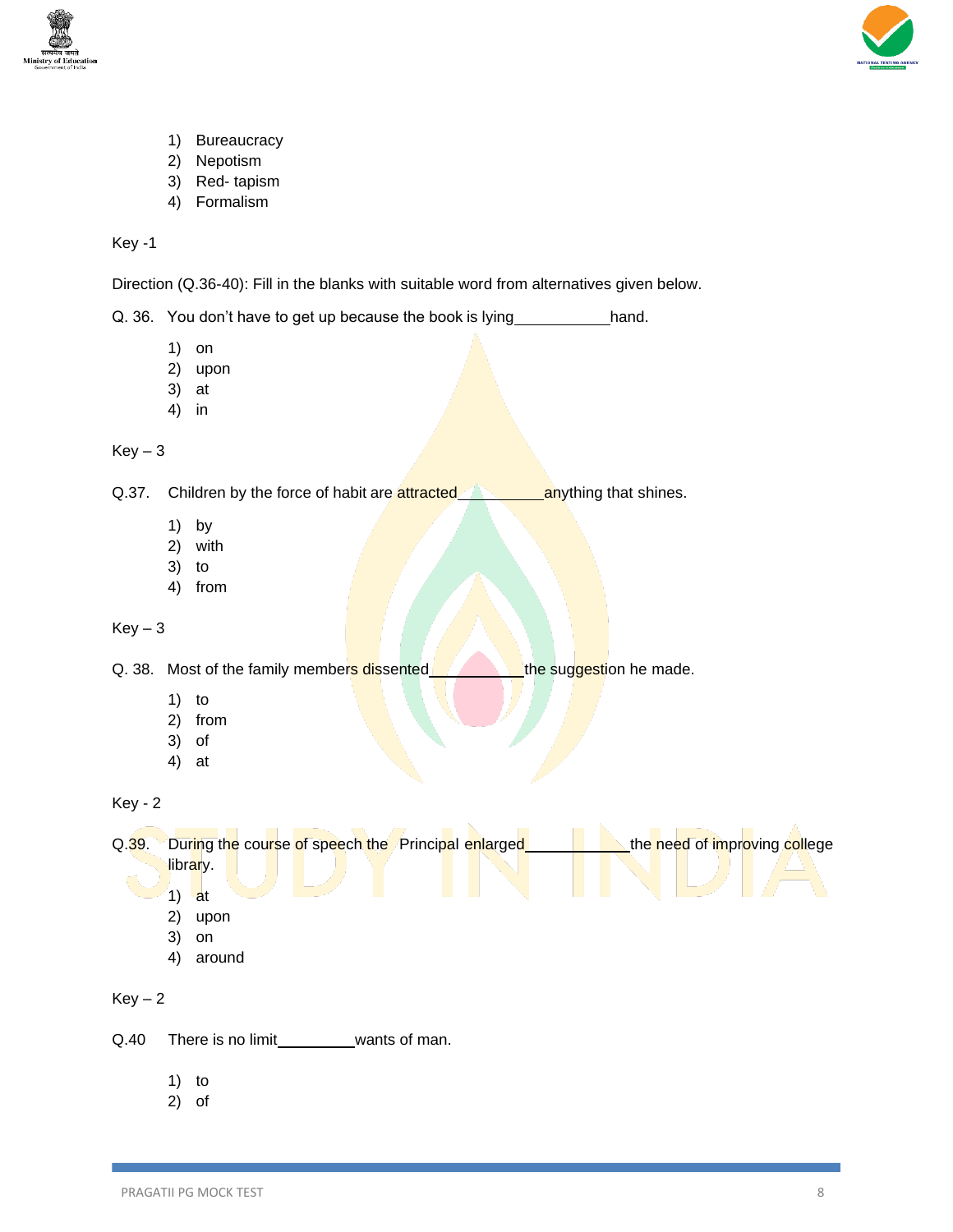1) Bureaucracy
2) Nepotism
3) Red- tapism
4) Formalism

Key -1

Direction (Q.36-40): Fill in the blanks with suitable word from alternatives given below.

Q. 36. You don't have to get up because the book is lying___________hand.

1) on
2) upon
3) at
4) in

Key – 3

Q.37. Children by the force of habit are attracted__________anything that shines.

1) by
2) with
3) to
4) from

Key – 3

Q. 38. Most of the family members dissented___________the suggestion he made.

1) to
2) from
3) of
4) at

Key - 2

Q.39. During the course of speech the Principal enlarged____________the need of improving college library.

1) at
2) upon
3) on
4) around

Key – 2

Q.40 There is no limit_________wants of man.

1) to
2) of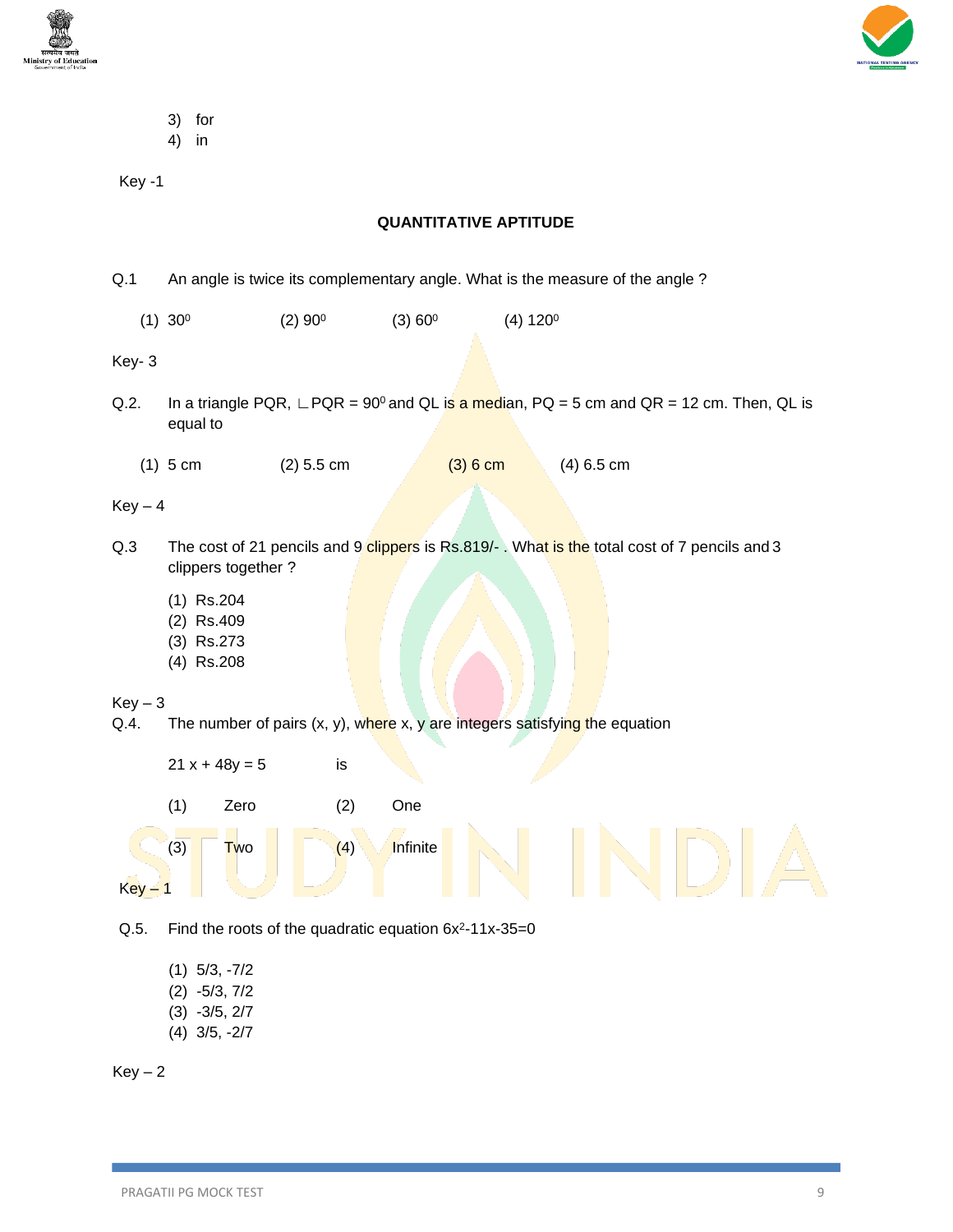3) for
4) in

Key -1

## QUANTITATIVE APTITUDE

Q.1 An angle is twice its complementary angle. What is the measure of the angle ?

(1) $30^0$ (2) $90^0$ (3) $60^0$ (4) $120^0$

Key- 3

Q.2. In a triangle PQR, ∟PQR = $90^0$ and QL is a median, PQ = 5 cm and QR = 12 cm. Then, QL is equal to

(1) 5 cm (2) 5.5 cm (3) 6 cm (4) 6.5 cm

Key – 4

Q.3 The cost of 21 pencils and 9 clippers is Rs.819/- . What is the total cost of 7 pencils and 3 clippers together ?

(1) Rs.204
(2) Rs.409
(3) Rs.273
(4) Rs.208

Key – 3

Q.4. The number of pairs (x, y), where x, y are integers satisfying the equation

$21 x + 48y = 5$ is

(1) Zero (2) One

(3) Two (4) Infinite

Key – 1

Q.5. Find the roots of the quadratic equation $6x^2-11x-35=0$

(1) 5/3, -7/2
(2) -5/3, 7/2
(3) -3/5, 2/7
(4) 3/5, -2/7

Key – 2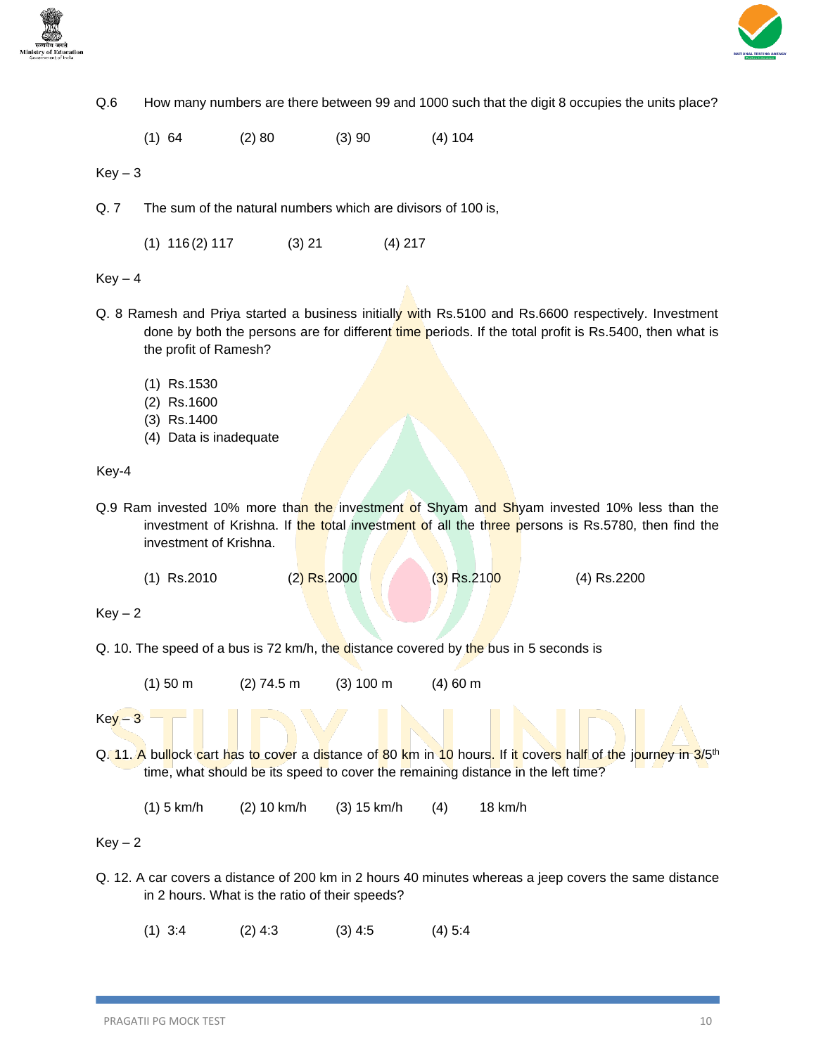Q.6 How many numbers are there between 99 and 1000 such that the digit 8 occupies the units place?

(1) 64 (2) 80 (3) 90 (4) 104

Key – 3

Q. 7 The sum of the natural numbers which are divisors of 100 is,

(1) 116 (2) 117 (3) 21 (4) 217

Key – 4

Q. 8 Ramesh and Priya started a business initially with Rs.5100 and Rs.6600 respectively. Investment done by both the persons are for different time periods. If the total profit is Rs.5400, then what is the profit of Ramesh?

(1) Rs.1530
(2) Rs.1600
(3) Rs.1400
(4) Data is inadequate

Key-4

Q.9 Ram invested 10% more than the investment of Shyam and Shyam invested 10% less than the investment of Krishna. If the total investment of all the three persons is Rs.5780, then find the investment of Krishna.

(1) Rs.2010 (2) Rs.2000 (3) Rs.2100 (4) Rs.2200

Key – 2

Q. 10. The speed of a bus is 72 km/h, the distance covered by the bus in 5 seconds is

(1) 50 m (2) 74.5 m (3) 100 m (4) 60 m

Key – 3

Q. 11. A bullock cart has to cover a distance of 80 km in 10 hours. If it covers half of the journey in 3/5th time, what should be its speed to cover the remaining distance in the left time?

(1) 5 km/h (2) 10 km/h (3) 15 km/h (4) 18 km/h

Key – 2

Q. 12. A car covers a distance of 200 km in 2 hours 40 minutes whereas a jeep covers the same distance in 2 hours. What is the ratio of their speeds?

(1) 3:4 (2) 4:3 (3) 4:5 (4) 5:4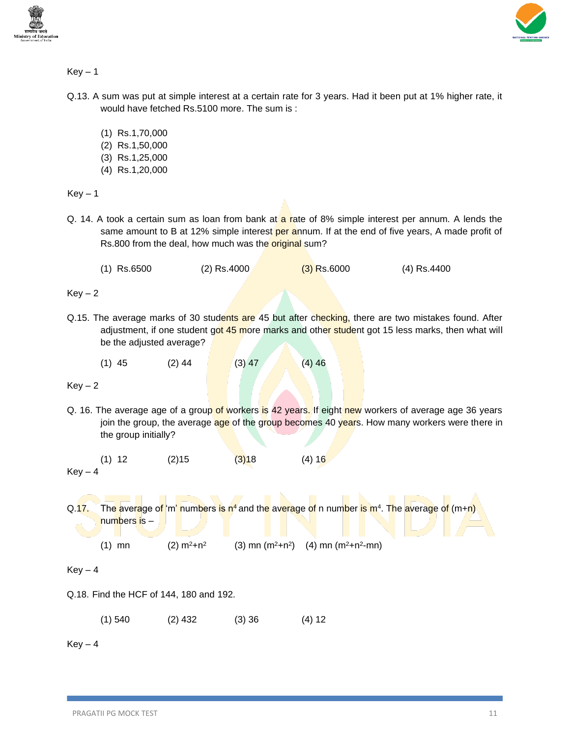Key – 1

Q.13. A sum was put at simple interest at a certain rate for 3 years. Had it been put at 1% higher rate, it would have fetched Rs.5100 more. The sum is :

(1) Rs.1,70,000
(2) Rs.1,50,000
(3) Rs.1,25,000
(4) Rs.1,20,000

Key – 1

Q. 14. A took a certain sum as loan from bank at a rate of 8% simple interest per annum. A lends the same amount to B at 12% simple interest per annum. If at the end of five years, A made profit of Rs.800 from the deal, how much was the original sum?

(1) Rs.6500 (2) Rs.4000 (3) Rs.6000 (4) Rs.4400

Key – 2

Q.15. The average marks of 30 students are 45 but after checking, there are two mistakes found. After adjustment, if one student got 45 more marks and other student got 15 less marks, then what will be the adjusted average?

(1) 45 (2) 44 (3) 47 (4) 46

Key – 2

Q. 16. The average age of a group of workers is 42 years. If eight new workers of average age 36 years join the group, the average age of the group becomes 40 years. How many workers were there in the group initially?

(1) 12 (2)15 (3)18 (4) 16

Key – 4

Q.17. The average of 'm' numbers is $n^4$ and the average of n number is $m^4$. The average of (m+n) numbers is –

(1) mn (2) $m^2+n^2$ (3) $mn(m^2+n^2)$ (4) $mn(m^2+n^2-mn)$

Key – 4

Q.18. Find the HCF of 144, 180 and 192.

(1) 540 (2) 432 (3) 36 (4) 12

Key – 4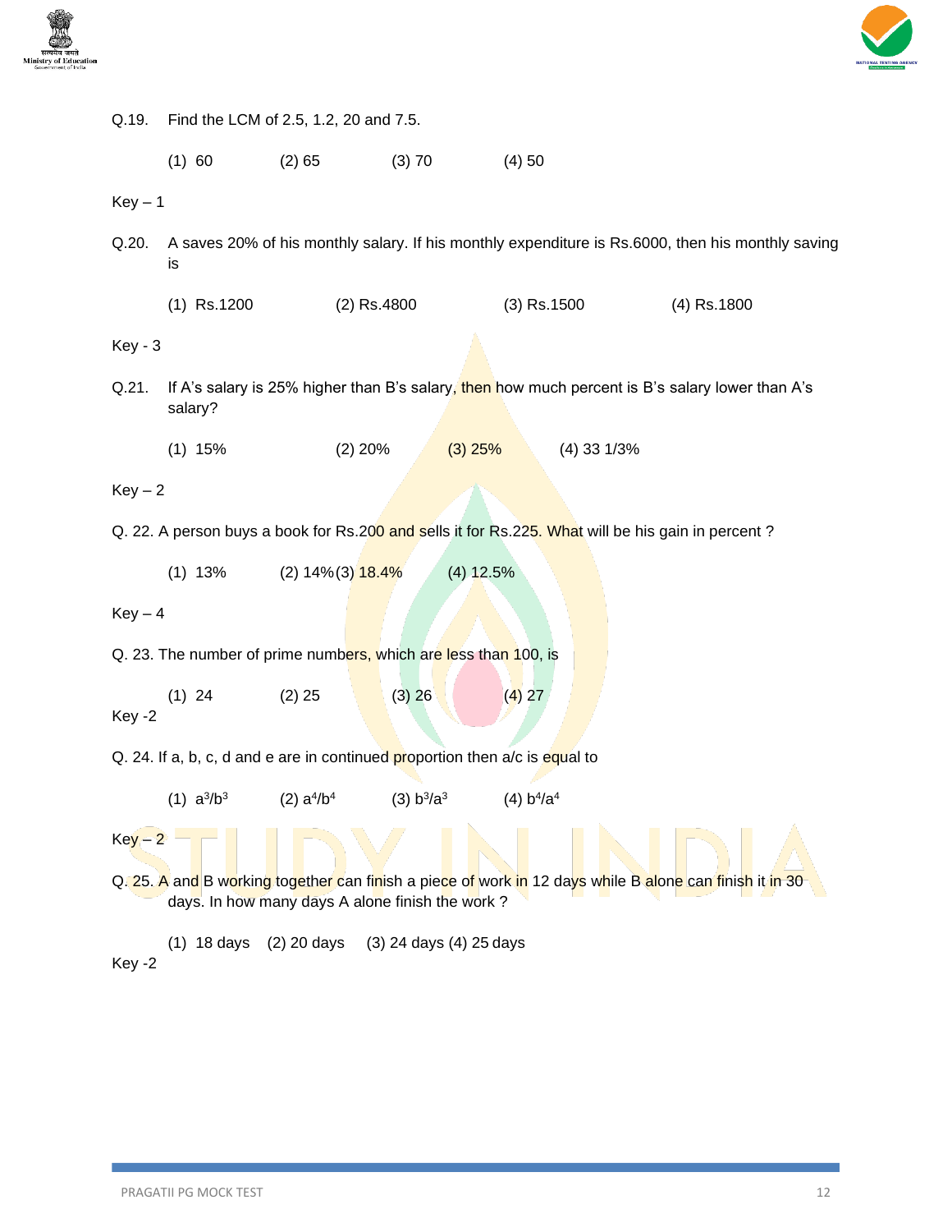Q.19. Find the LCM of 2.5, 1.2, 20 and 7.5.

(1) 60 (2) 65 (3) 70 (4) 50

Key – 1

Q.20. A saves 20% of his monthly salary. If his monthly expenditure is Rs.6000, then his monthly saving is

(1) Rs.1200 (2) Rs.4800 (3) Rs.1500 (4) Rs.1800

Key - 3

Q.21. If A's salary is 25% higher than B's salary, then how much percent is B's salary lower than A's salary?

(1) 15% (2) 20% (3) 25% (4) 33 1/3%

Key – 2

Q. 22. A person buys a book for Rs.200 and sells it for Rs.225. What will be his gain in percent ?

(1) 13% (2) 14% (3) 18.4% (4) 12.5%

Key – 4

Q. 23. The number of prime numbers, which are less than 100, is

(1) 24 (2) 25 (3) 26 (4) 27

Key -2

Q. 24. If a, b, c, d and e are in continued proportion then a/c is equal to

(1) $a^3/b^3$ (2) $a^4/b^4$ (3) $b^3/a^3$ (4) $b^4/a^4$

Key – 2

Q. 25. A and B working together can finish a piece of work in 12 days while B alone can finish it in 30 days. In how many days A alone finish the work ?

(1) 18 days (2) 20 days (3) 24 days (4) 25 days

Key -2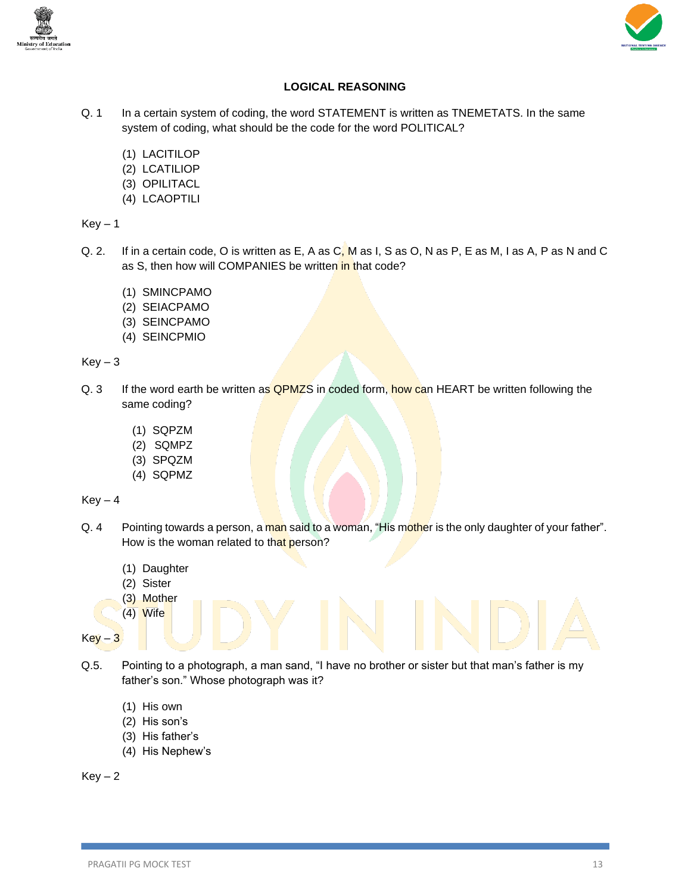## LOGICAL REASONING

Q. 1 In a certain system of coding, the word STATEMENT is written as TNEMETATS. In the same system of coding, what should be the code for the word POLITICAL?

(1) LACITILOP
(2) LCATILIOP
(3) OPILITACL
(4) LCAOPTILI

Key – 1

Q. 2. If in a certain code, O is written as E, A as C, M as I, S as O, N as P, E as M, I as A, P as N and C as S, then how will COMPANIES be written in that code?

(1) SMINCPAMO
(2) SEIACPAMO
(3) SEINCPAMO
(4) SEINCPMIO

Key – 3

Q. 3 If the word earth be written as QPMZS in coded form, how can HEART be written following the same coding?

(1) SQPZM
(2) SQMPZ
(3) SPQZM
(4) SQPMZ

Key – 4

Q. 4 Pointing towards a person, a man said to a woman, "His mother is the only daughter of your father". How is the woman related to that person?

(1) Daughter
(2) Sister
(3) Mother
(4) Wife

Key – 3

Q.5. Pointing to a photograph, a man sand, "I have no brother or sister but that man's father is my father's son." Whose photograph was it?

(1) His own
(2) His son's
(3) His father's
(4) His Nephew's

Key – 2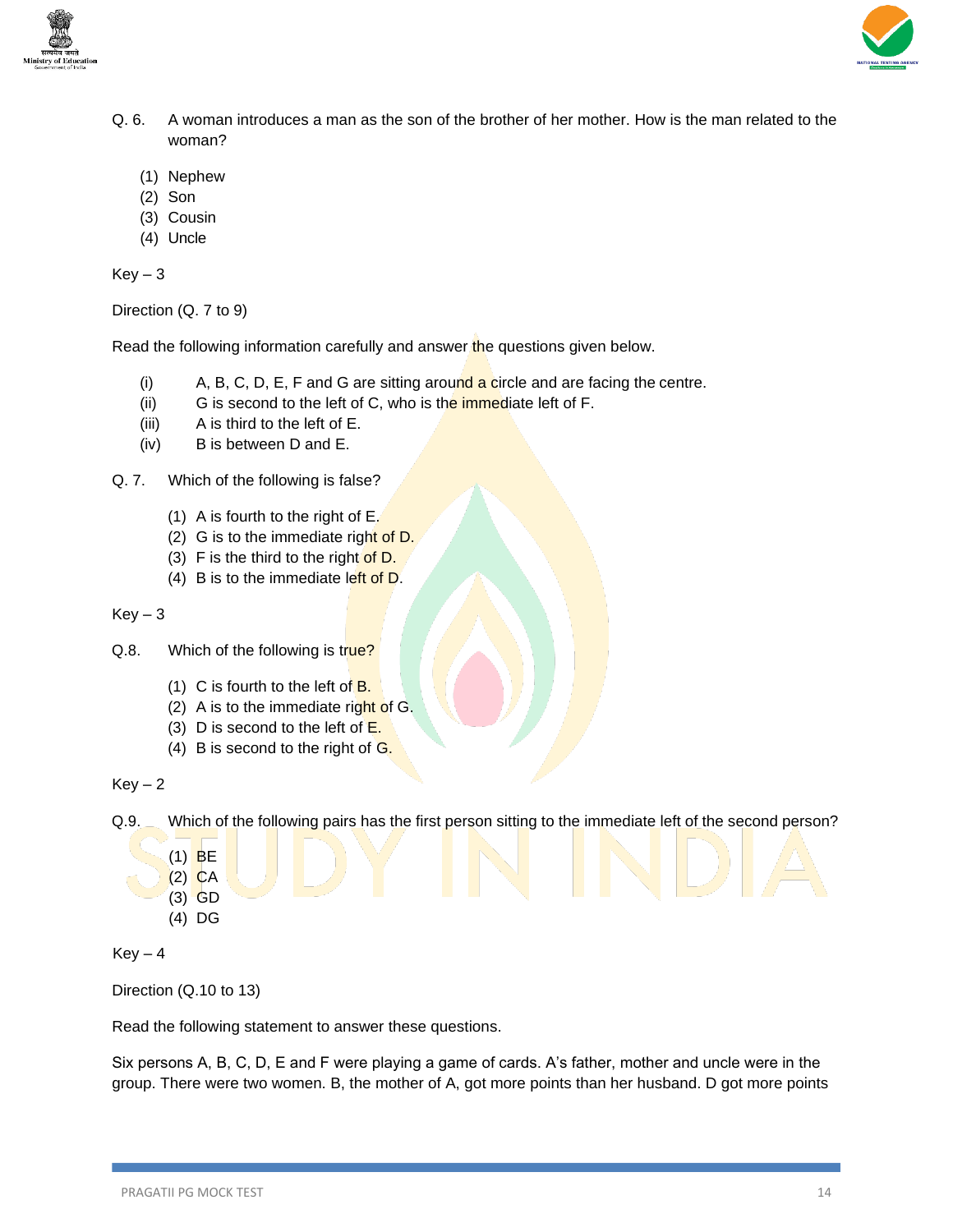Q. 6. A woman introduces a man as the son of the brother of her mother. How is the man related to the woman?

(1) Nephew
(2) Son
(3) Cousin
(4) Uncle

Key – 3

Direction (Q. 7 to 9)

Read the following information carefully and answer the questions given below.

(i) A, B, C, D, E, F and G are sitting around a circle and are facing the centre.
(ii) G is second to the left of C, who is the immediate left of F.
(iii) A is third to the left of E.
(iv) B is between D and E.

Q. 7. Which of the following is false?

(1) A is fourth to the right of E.
(2) G is to the immediate right of D.
(3) F is the third to the right of D.
(4) B is to the immediate left of D.

Key – 3

Q.8. Which of the following is true?

(1) C is fourth to the left of B.
(2) A is to the immediate right of G.
(3) D is second to the left of E.
(4) B is second to the right of G.

Key – 2

Q.9. Which of the following pairs has the first person sitting to the immediate left of the second person?

(1) BE
(2) CA
(3) GD
(4) DG

Key – 4

Direction (Q.10 to 13)

Read the following statement to answer these questions.

Six persons A, B, C, D, E and F were playing a game of cards. A's father, mother and uncle were in the group. There were two women. B, the mother of A, got more points than her husband. D got more points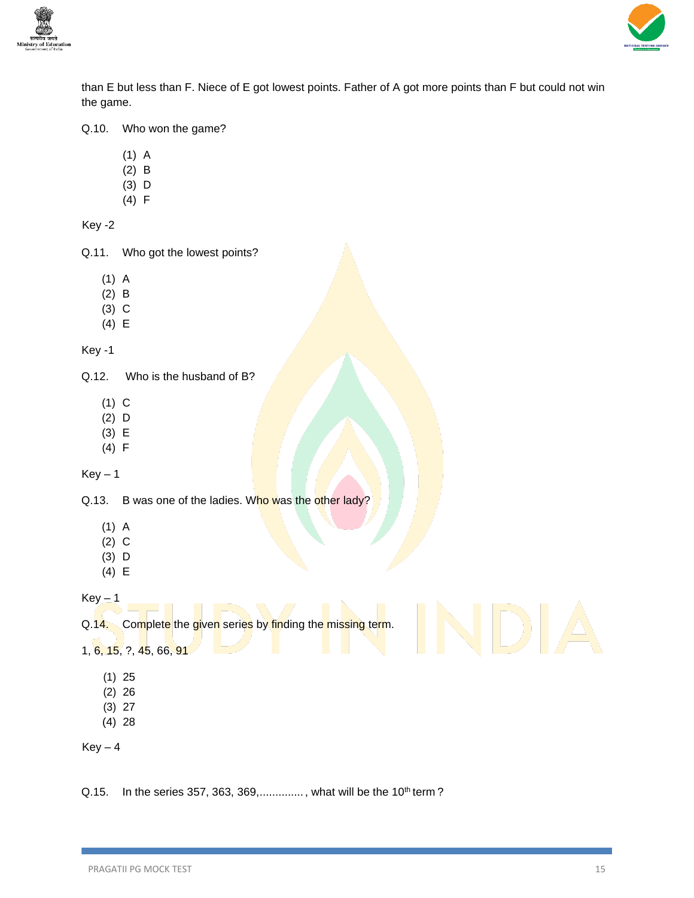than E but less than F. Niece of E got lowest points. Father of A got more points than F but could not win the game.

Q.10. Who won the game?

(1) A
(2) B
(3) D
(4) F

Key -2

Q.11. Who got the lowest points?

(1) A
(2) B
(3) C
(4) E

Key -1

Q.12. Who is the husband of B?

(1) C
(2) D
(3) E
(4) F

Key – 1

Q.13. B was one of the ladies. Who was the other lady?

(1) A
(2) C
(3) D
(4) E

Key – 1

Q.14. Complete the given series by finding the missing term.

1, 6, 15, ?, 45, 66, 91

(1) 25
(2) 26
(3) 27
(4) 28

Key – 4

Q.15. In the series 357, 363, 369,.............., what will be the $10^{th}$ term ?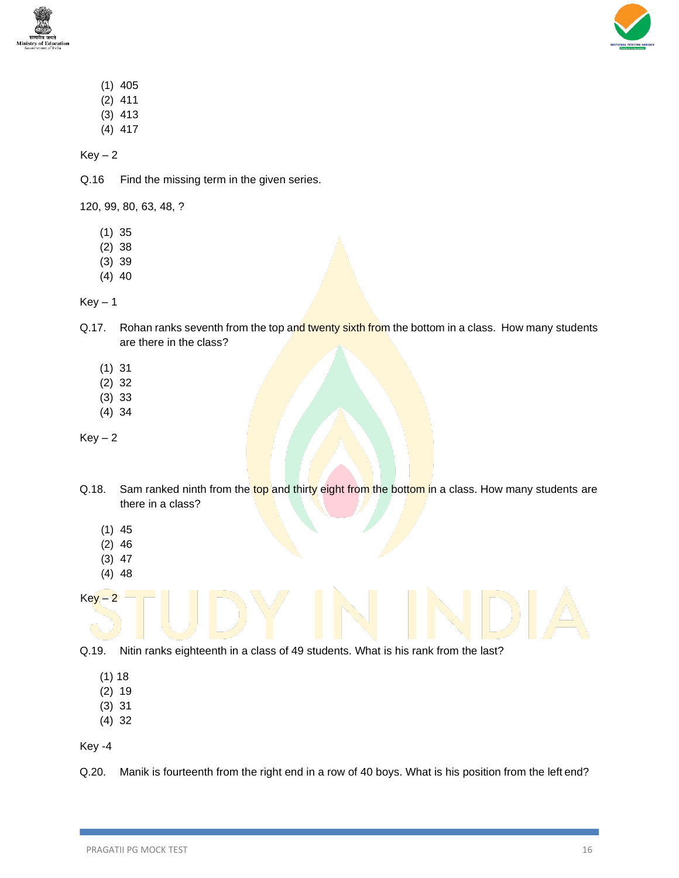(1) 405
(2) 411
(3) 413
(4) 417

Key – 2

Q.16 Find the missing term in the given series.

120, 99, 80, 63, 48, ?

(1) 35
(2) 38
(3) 39
(4) 40

Key – 1

Q.17. Rohan ranks seventh from the top and twenty sixth from the bottom in a class. How many students are there in the class?

(1) 31
(2) 32
(3) 33
(4) 34

Key – 2

Q.18. Sam ranked ninth from the top and thirty eight from the bottom in a class. How many students are there in a class?

(1) 45
(2) 46
(3) 47
(4) 48

Key – 2

Q.19. Nitin ranks eighteenth in a class of 49 students. What is his rank from the last?

(1) 18
(2) 19
(3) 31
(4) 32

Key -4

Q.20. Manik is fourteenth from the right end in a row of 40 boys. What is his position from the left end?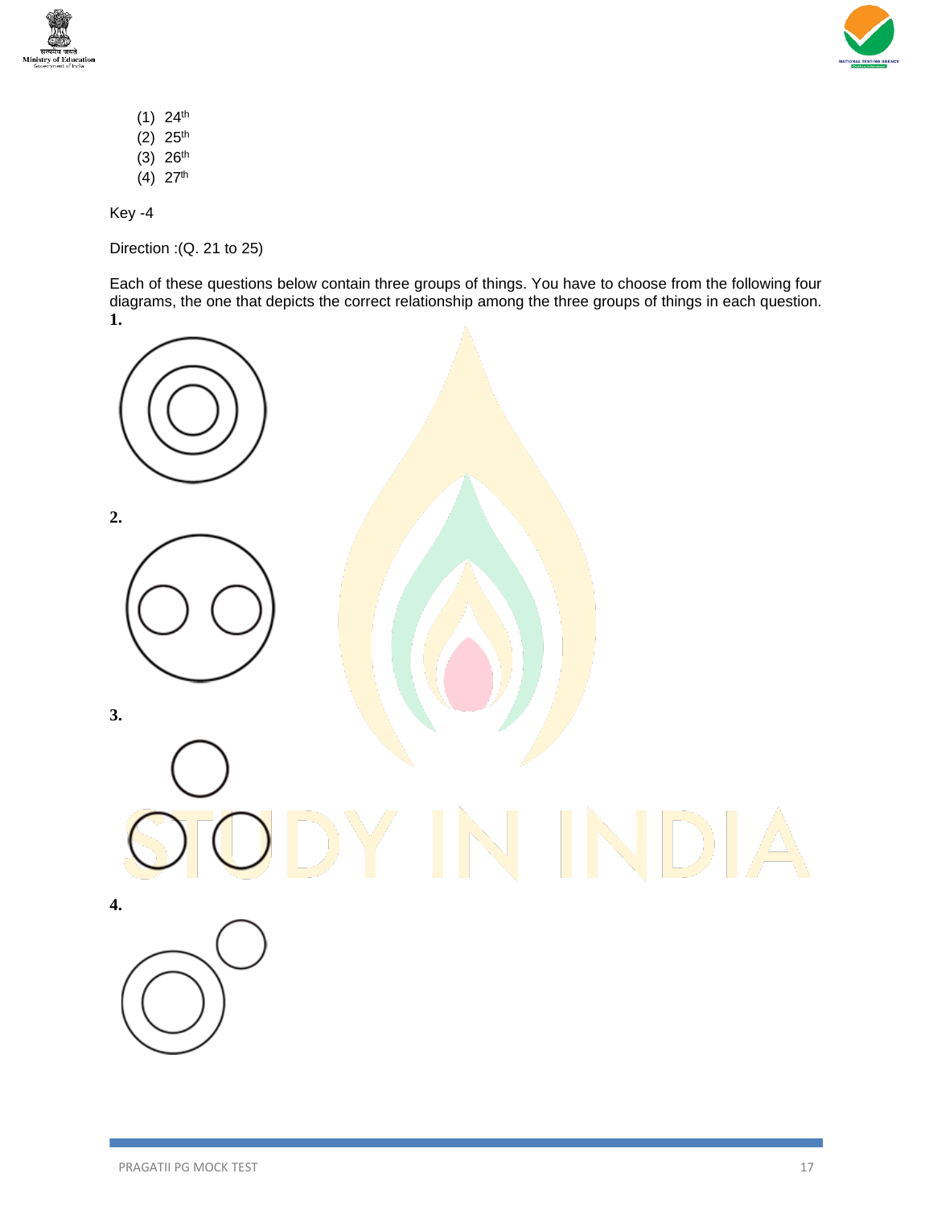(1) 24th
(2) 25th
(3) 26th
(4) 27th

Key -4

Direction :(Q. 21 to 25)

Each of these questions below contain three groups of things. You have to choose from the following four diagrams, the one that depicts the correct relationship among the three groups of things in each question.

**1.**

**2.**

**3.**

**4.**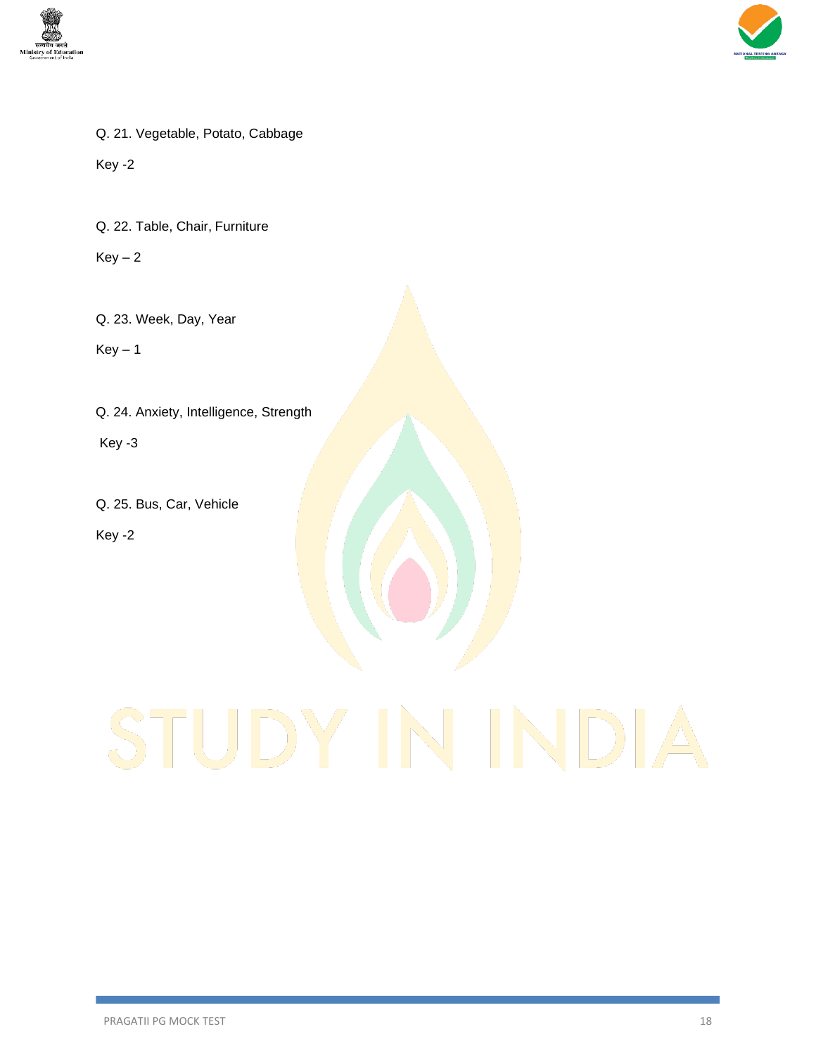Q. 21. Vegetable, Potato, Cabbage

Key -2

Q. 22. Table, Chair, Furniture

Key – 2

Q. 23. Week, Day, Year

Key – 1

Q. 24. Anxiety, Intelligence, Strength

Key -3

Q. 25. Bus, Car, Vehicle

Key -2